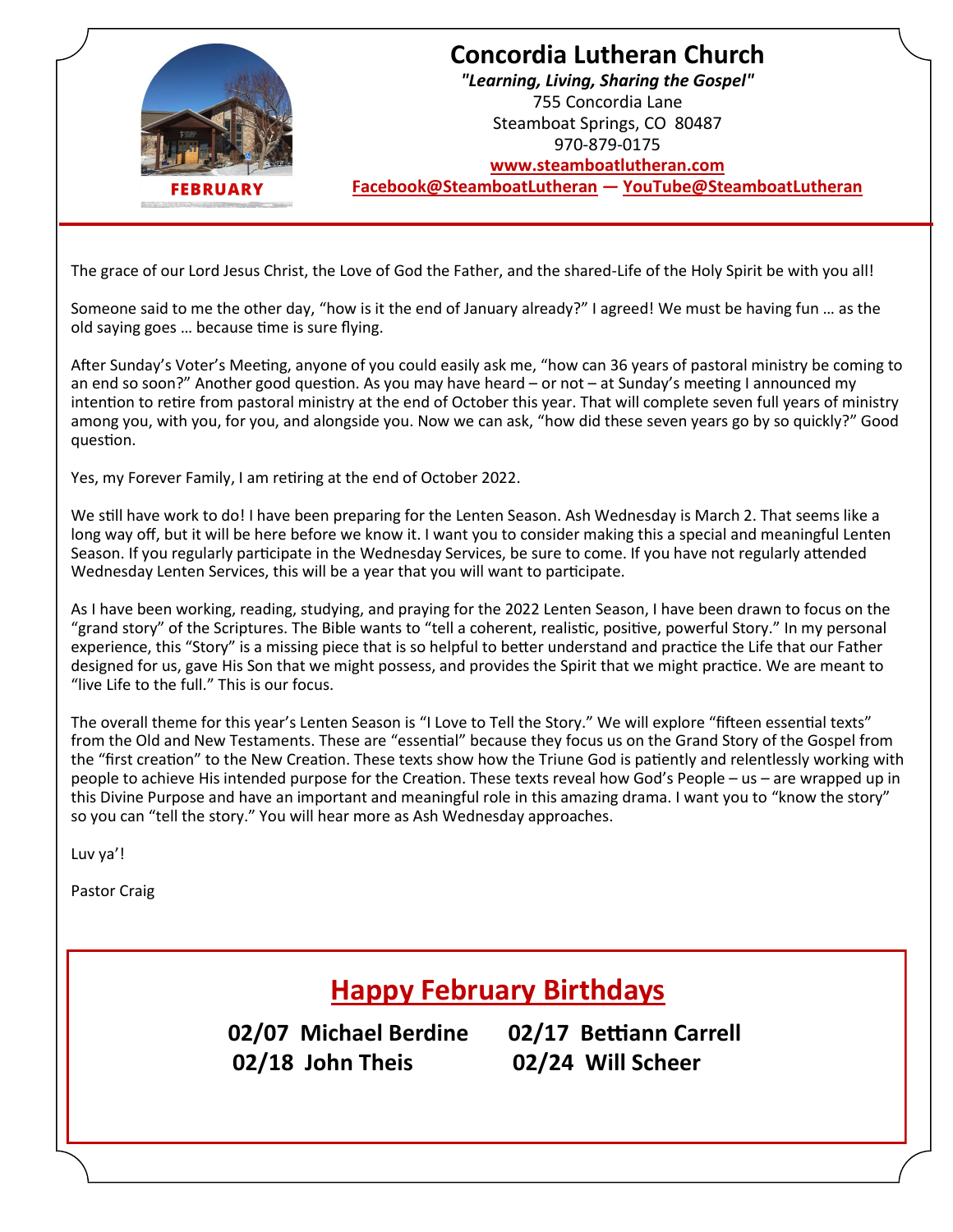FEBRUARY

# Concordia Lutheran Church

***"Learning, Living, Sharing the Gospel"***

755 Concordia Lane
Steamboat Springs, CO 80487
970-879-0175
**www.steamboatlutheran.com**
**Facebook@SteamboatLutheran — YouTube@SteamboatLutheran**

---

The grace of our Lord Jesus Christ, the Love of God the Father, and the shared-Life of the Holy Spirit be with you all!

Someone said to me the other day, "how is it the end of January already?" I agreed! We must be having fun … as the old saying goes … because time is sure flying.

After Sunday's Voter's Meeting, anyone of you could easily ask me, "how can 36 years of pastoral ministry be coming to an end so soon?" Another good question. As you may have heard – or not – at Sunday's meeting I announced my intention to retire from pastoral ministry at the end of October this year. That will complete seven full years of ministry among you, with you, for you, and alongside you. Now we can ask, "how did these seven years go by so quickly?" Good question.

Yes, my Forever Family, I am retiring at the end of October 2022.

We still have work to do! I have been preparing for the Lenten Season. Ash Wednesday is March 2. That seems like a long way off, but it will be here before we know it. I want you to consider making this a special and meaningful Lenten Season. If you regularly participate in the Wednesday Services, be sure to come. If you have not regularly attended Wednesday Lenten Services, this will be a year that you will want to participate.

As I have been working, reading, studying, and praying for the 2022 Lenten Season, I have been drawn to focus on the "grand story" of the Scriptures. The Bible wants to "tell a coherent, realistic, positive, powerful Story." In my personal experience, this "Story" is a missing piece that is so helpful to better understand and practice the Life that our Father designed for us, gave His Son that we might possess, and provides the Spirit that we might practice. We are meant to "live Life to the full." This is our focus.

The overall theme for this year's Lenten Season is "I Love to Tell the Story." We will explore "fifteen essential texts" from the Old and New Testaments. These are "essential" because they focus us on the Grand Story of the Gospel from the "first creation" to the New Creation. These texts show how the Triune God is patiently and relentlessly working with people to achieve His intended purpose for the Creation. These texts reveal how God's People – us – are wrapped up in this Divine Purpose and have an important and meaningful role in this amazing drama. I want you to "know the story" so you can "tell the story." You will hear more as Ash Wednesday approaches.

Luv ya'!

Pastor Craig

## Happy February Birthdays

**02/07 Michael Berdine** **02/17 Bettiann Carrell**
**02/18 John Theis** **02/24 Will Scheer**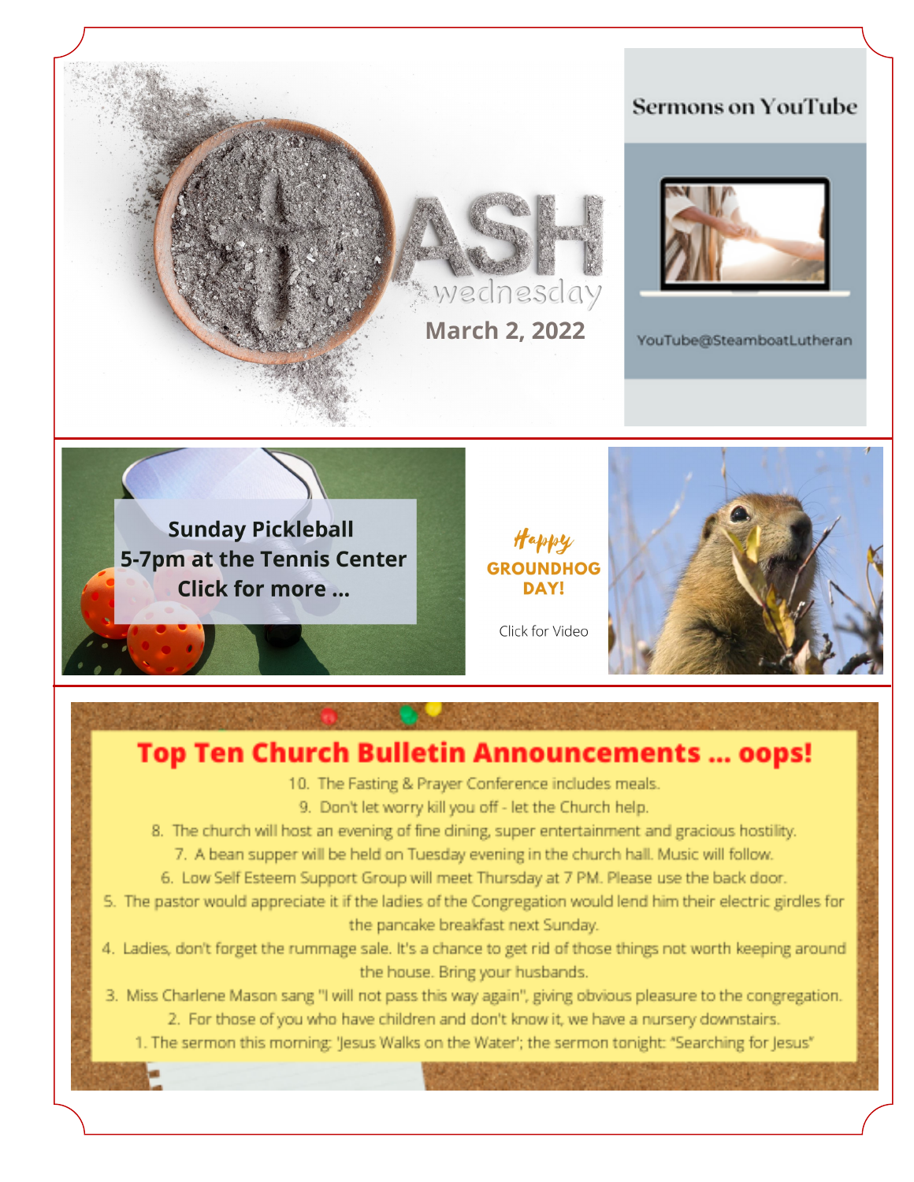ASH wednesday

March 2, 2022

Sermons on YouTube

YouTube@SteamboatLutheran

Sunday Pickleball
5-7pm at the Tennis Center
Click for more ...

Happy
GROUNDHOG DAY!

Click for Video

## Top Ten Church Bulletin Announcements ... oops!

10. The Fasting & Prayer Conference includes meals.
9. Don't let worry kill you off - let the Church help.
8. The church will host an evening of fine dining, super entertainment and gracious hostility.
7. A bean supper will be held on Tuesday evening in the church hall. Music will follow.
6. Low Self Esteem Support Group will meet Thursday at 7 PM. Please use the back door.
5. The pastor would appreciate it if the ladies of the Congregation would lend him their electric girdles for the pancake breakfast next Sunday.
4. Ladies, don't forget the rummage sale. It's a chance to get rid of those things not worth keeping around the house. Bring your husbands.
3. Miss Charlene Mason sang "I will not pass this way again", giving obvious pleasure to the congregation.
2. For those of you who have children and don't know it, we have a nursery downstairs.
1. The sermon this morning: 'Jesus Walks on the Water'; the sermon tonight: "Searching for Jesus"